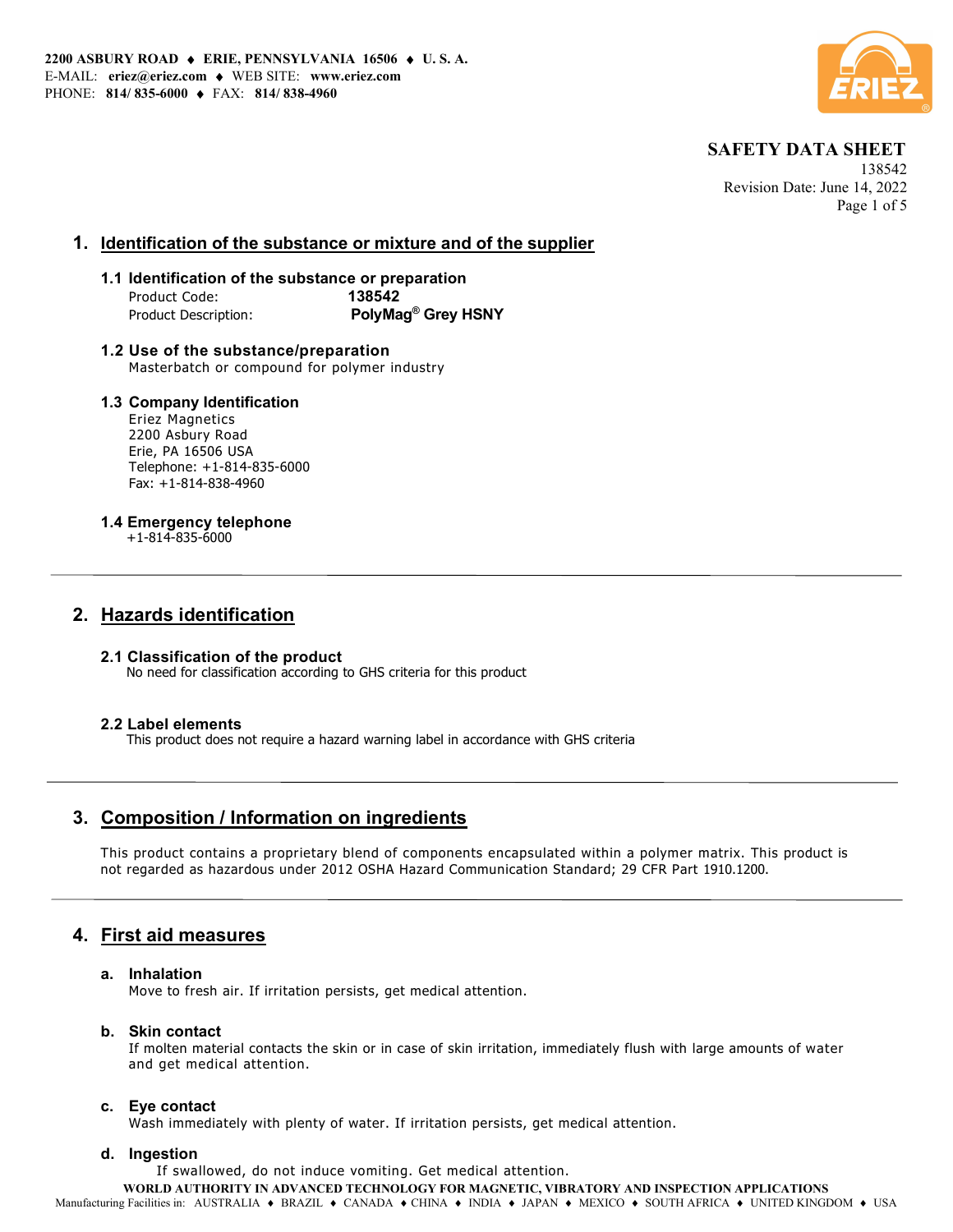2200 ASBURY ROAD ♦ ERIE, PENNSYLVANIA 16506 ♦ U. S. A.
E-MAIL: eriez@eriez.com ♦ WEB SITE: www.eriez.com
PHONE: 814/ 835-6000 ♦ FAX: 814/ 838-4960

**SAFETY DATA SHEET**
138542
Revision Date: June 14, 2022

## 1. Identification of the substance or mixture and of the supplier

### 1.1 Identification of the substance or preparation

Product Code: **138542**
Product Description: **PolyMag® Grey HSNY**

### 1.2 Use of the substance/preparation

Masterbatch or compound for polymer industry

### 1.3 Company Identification

Eriez Magnetics
2200 Asbury Road
Erie, PA 16506 USA
Telephone: +1-814-835-6000
Fax: +1-814-838-4960

### 1.4 Emergency telephone

+1-814-835-6000

## 2. Hazards identification

### 2.1 Classification of the product

No need for classification according to GHS criteria for this product

### 2.2 Label elements

This product does not require a hazard warning label in accordance with GHS criteria

## 3. Composition / Information on ingredients

This product contains a proprietary blend of components encapsulated within a polymer matrix. This product is not regarded as hazardous under 2012 OSHA Hazard Communication Standard; 29 CFR Part 1910.1200.

## 4. First aid measures

### a. Inhalation

Move to fresh air. If irritation persists, get medical attention.

### b. Skin contact

If molten material contacts the skin or in case of skin irritation, immediately flush with large amounts of water and get medical attention.

### c. Eye contact

Wash immediately with plenty of water. If irritation persists, get medical attention.

### d. Ingestion

If swallowed, do not induce vomiting. Get medical attention.

WORLD AUTHORITY IN ADVANCED TECHNOLOGY FOR MAGNETIC, VIBRATORY AND INSPECTION APPLICATIONS
Manufacturing Facilities in: AUSTRALIA ♦ BRAZIL ♦ CANADA ♦ CHINA ♦ INDIA ♦ JAPAN ♦ MEXICO ♦ SOUTH AFRICA ♦ UNITED KINGDOM ♦ USA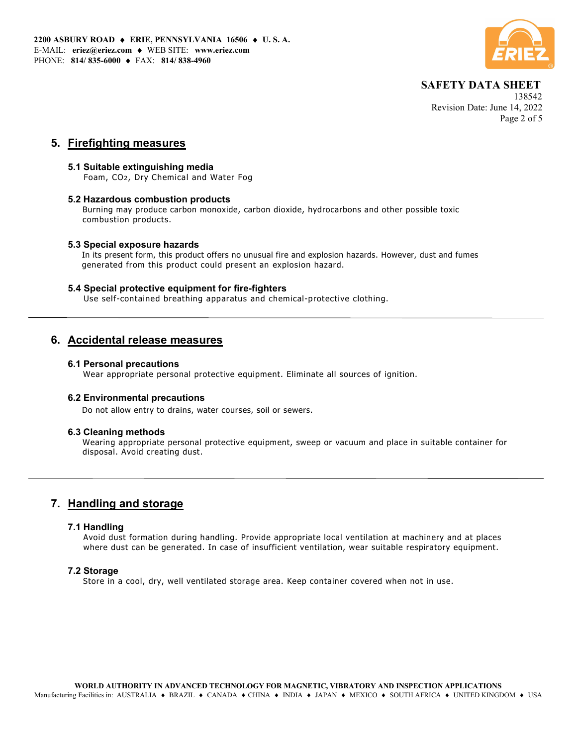## 5. Firefighting measures

### 5.1 Suitable extinguishing media

Foam, $CO_2$, Dry Chemical and Water Fog

### 5.2 Hazardous combustion products

Burning may produce carbon monoxide, carbon dioxide, hydrocarbons and other possible toxic combustion products.

### 5.3 Special exposure hazards

In its present form, this product offers no unusual fire and explosion hazards. However, dust and fumes generated from this product could present an explosion hazard.

### 5.4 Special protective equipment for fire-fighters

Use self-contained breathing apparatus and chemical-protective clothing.

---

## 6. Accidental release measures

### 6.1 Personal precautions

Wear appropriate personal protective equipment. Eliminate all sources of ignition.

### 6.2 Environmental precautions

Do not allow entry to drains, water courses, soil or sewers.

### 6.3 Cleaning methods

Wearing appropriate personal protective equipment, sweep or vacuum and place in suitable container for disposal. Avoid creating dust.

---

## 7. Handling and storage

### 7.1 Handling

Avoid dust formation during handling. Provide appropriate local ventilation at machinery and at places where dust can be generated. In case of insufficient ventilation, wear suitable respiratory equipment.

### 7.2 Storage

Store in a cool, dry, well ventilated storage area. Keep container covered when not in use.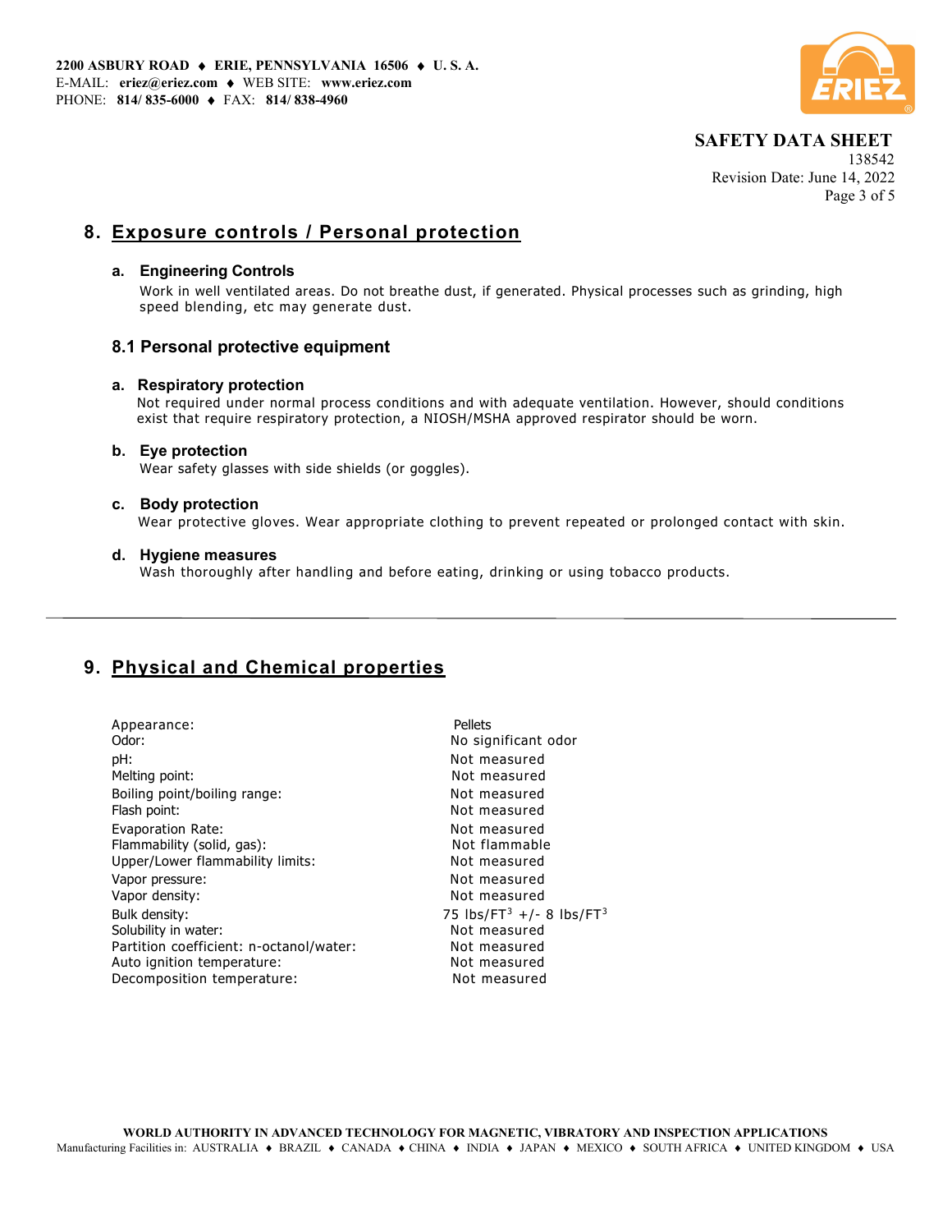## 8. Exposure controls / Personal protection

### a. Engineering Controls

Work in well ventilated areas. Do not breathe dust, if generated. Physical processes such as grinding, high speed blending, etc may generate dust.

### 8.1 Personal protective equipment

#### a. Respiratory protection

Not required under normal process conditions and with adequate ventilation. However, should conditions exist that require respiratory protection, a NIOSH/MSHA approved respirator should be worn.

#### b. Eye protection

Wear safety glasses with side shields (or goggles).

#### c. Body protection

Wear protective gloves. Wear appropriate clothing to prevent repeated or prolonged contact with skin.

#### d. Hygiene measures

Wash thoroughly after handling and before eating, drinking or using tobacco products.

---

## 9. Physical and Chemical properties

| Property | Value |
|---|---|
| Appearance: | Pellets |
| Odor: | No significant odor |
| pH: | Not measured |
| Melting point: | Not measured |
| Boiling point/boiling range: | Not measured |
| Flash point: | Not measured |
| Evaporation Rate: | Not measured |
| Flammability (solid, gas): | Not flammable |
| Upper/Lower flammability limits: | Not measured |
| Vapor pressure: | Not measured |
| Vapor density: | Not measured |
| Bulk density: | 75 $lbs/FT^3$ +/- 8 $lbs/FT^3$ |
| Solubility in water: | Not measured |
| Partition coefficient: n-octanol/water: | Not measured |
| Auto ignition temperature: | Not measured |
| Decomposition temperature: | Not measured |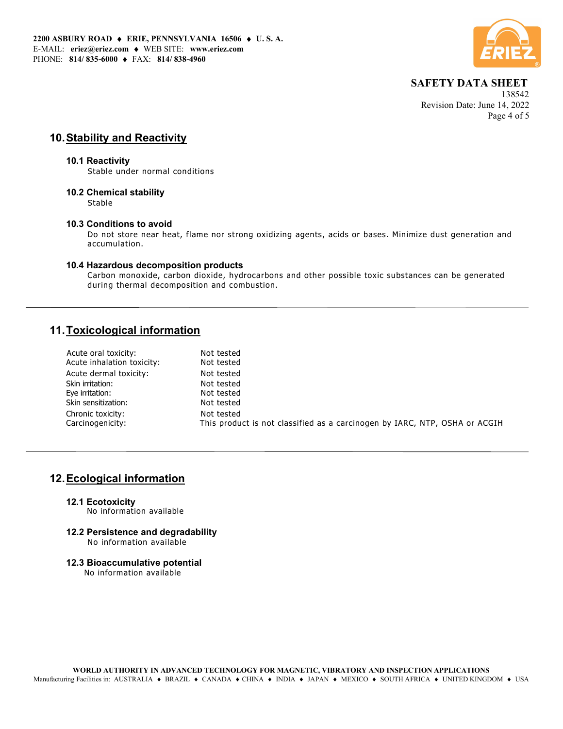## 10. Stability and Reactivity

### 10.1 Reactivity

Stable under normal conditions

### 10.2 Chemical stability

Stable

### 10.3 Conditions to avoid

Do not store near heat, flame nor strong oxidizing agents, acids or bases. Minimize dust generation and accumulation.

### 10.4 Hazardous decomposition products

Carbon monoxide, carbon dioxide, hydrocarbons and other possible toxic substances can be generated during thermal decomposition and combustion.

---

## 11. Toxicological information

| | |
|---|---|
| Acute oral toxicity: | Not tested |
| Acute inhalation toxicity: | Not tested |
| Acute dermal toxicity: | Not tested |
| Skin irritation: | Not tested |
| Eye irritation: | Not tested |
| Skin sensitization: | Not tested |
| Chronic toxicity: | Not tested |
| Carcinogenicity: | This product is not classified as a carcinogen by IARC, NTP, OSHA or ACGIH |

---

## 12. Ecological information

### 12.1 Ecotoxicity

No information available

### 12.2 Persistence and degradability

No information available

### 12.3 Bioaccumulative potential

No information available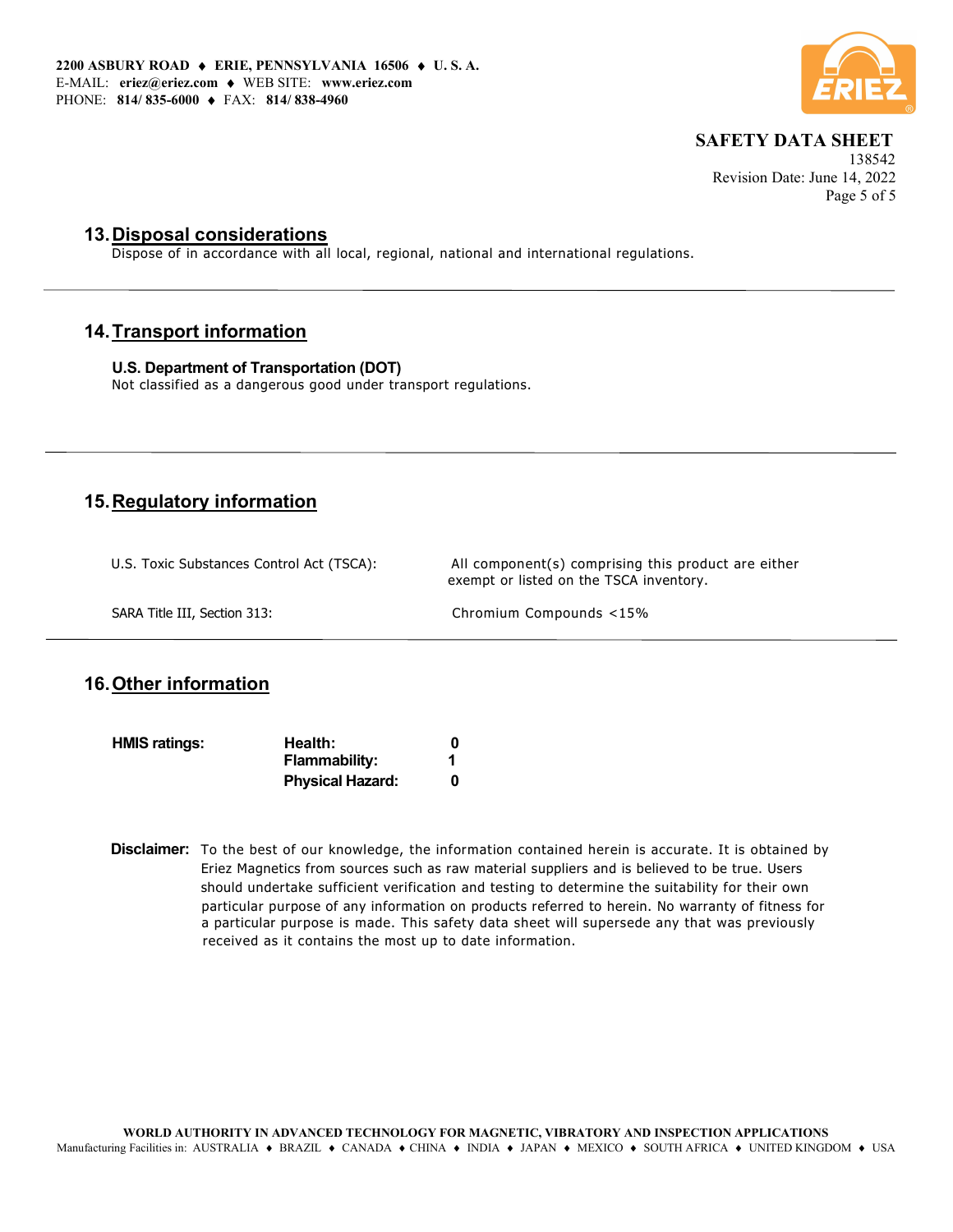## 13. Disposal considerations

Dispose of in accordance with all local, regional, national and international regulations.

## 14. Transport information

**U.S. Department of Transportation (DOT)**

Not classified as a dangerous good under transport regulations.

## 15. Regulatory information

| | |
|---|---|
| U.S. Toxic Substances Control Act (TSCA): | All component(s) comprising this product are either exempt or listed on the TSCA inventory. |
| SARA Title III, Section 313: | Chromium Compounds <15% |

## 16. Other information

| | | |
|---|---|---|
| **HMIS ratings:** | **Health:** | **0** |
| | **Flammability:** | **1** |
| | **Physical Hazard:** | **0** |

**Disclaimer:** To the best of our knowledge, the information contained herein is accurate. It is obtained by Eriez Magnetics from sources such as raw material suppliers and is believed to be true. Users should undertake sufficient verification and testing to determine the suitability for their own particular purpose of any information on products referred to herein. No warranty of fitness for a particular purpose is made. This safety data sheet will supersede any that was previously received as it contains the most up to date information.